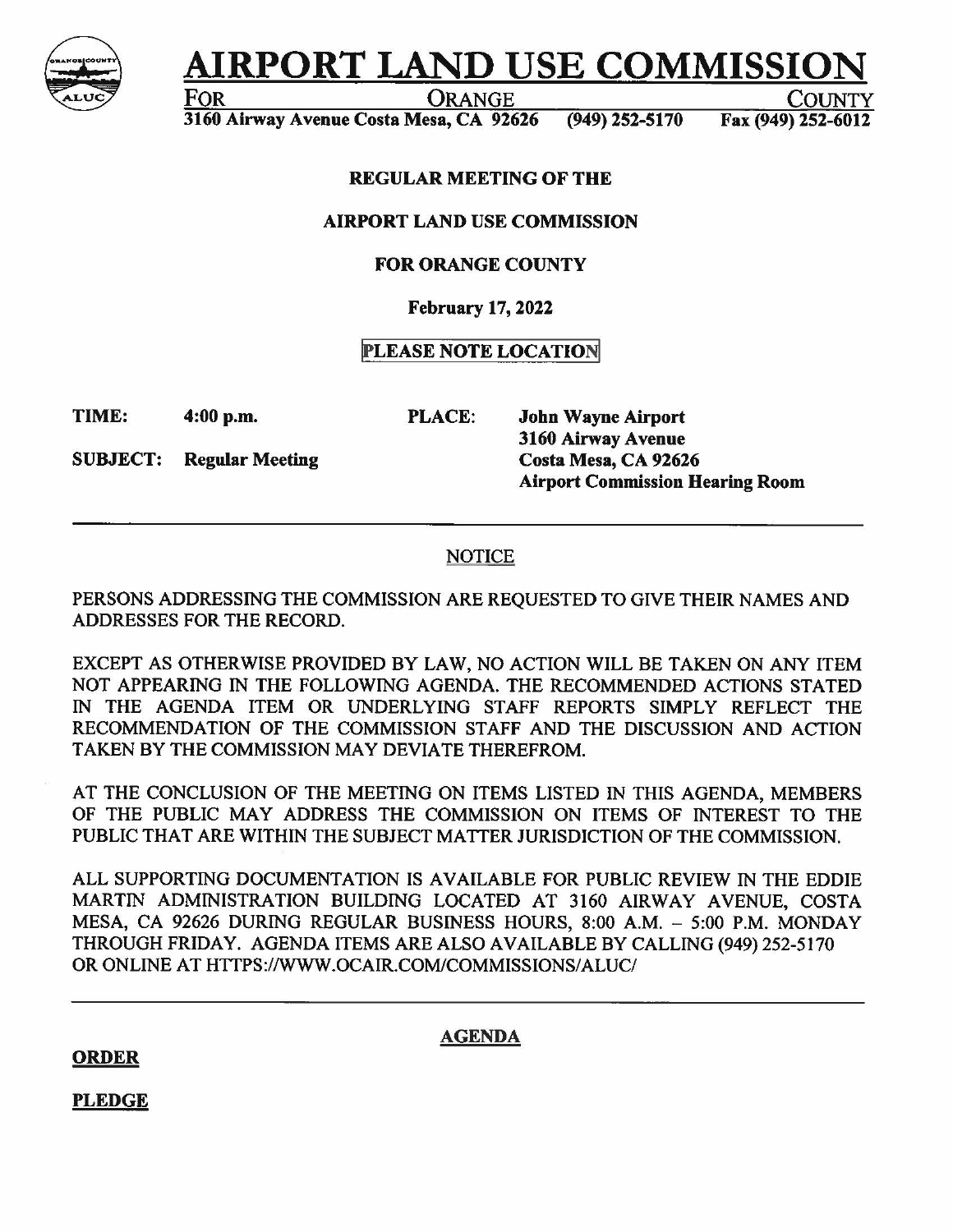# AIRPORT LAND USE COMMISSION

FOR ORANGE COUNTY

3160 Airway Avenue Costa Mesa, CA 92626 (949) 252-5170 Fax (949) 252-6012

**REGULAR MEETING OF THE**

**AIRPORT LAND USE COMMISSION**

**FOR ORANGE COUNTY**

**February 17, 2022**

**PLEASE NOTE LOCATION**

**TIME:** **4:00 p.m.**

**SUBJECT:** **Regular Meeting**

**PLACE:** **John Wayne Airport**
**3160 Airway Avenue**
**Costa Mesa, CA 92626**
**Airport Commission Hearing Room**

---

NOTICE

PERSONS ADDRESSING THE COMMISSION ARE REQUESTED TO GIVE THEIR NAMES AND ADDRESSES FOR THE RECORD.

EXCEPT AS OTHERWISE PROVIDED BY LAW, NO ACTION WILL BE TAKEN ON ANY ITEM NOT APPEARING IN THE FOLLOWING AGENDA. THE RECOMMENDED ACTIONS STATED IN THE AGENDA ITEM OR UNDERLYING STAFF REPORTS SIMPLY REFLECT THE RECOMMENDATION OF THE COMMISSION STAFF AND THE DISCUSSION AND ACTION TAKEN BY THE COMMISSION MAY DEVIATE THEREFROM.

AT THE CONCLUSION OF THE MEETING ON ITEMS LISTED IN THIS AGENDA, MEMBERS OF THE PUBLIC MAY ADDRESS THE COMMISSION ON ITEMS OF INTEREST TO THE PUBLIC THAT ARE WITHIN THE SUBJECT MATTER JURISDICTION OF THE COMMISSION.

ALL SUPPORTING DOCUMENTATION IS AVAILABLE FOR PUBLIC REVIEW IN THE EDDIE MARTIN ADMINISTRATION BUILDING LOCATED AT 3160 AIRWAY AVENUE, COSTA MESA, CA 92626 DURING REGULAR BUSINESS HOURS, 8:00 A.M. – 5:00 P.M. MONDAY THROUGH FRIDAY. AGENDA ITEMS ARE ALSO AVAILABLE BY CALLING (949) 252-5170 OR ONLINE AT HTTPS://WWW.OCAIR.COM/COMMISSIONS/ALUC/

---

**AGENDA**

**ORDER**

**PLEDGE**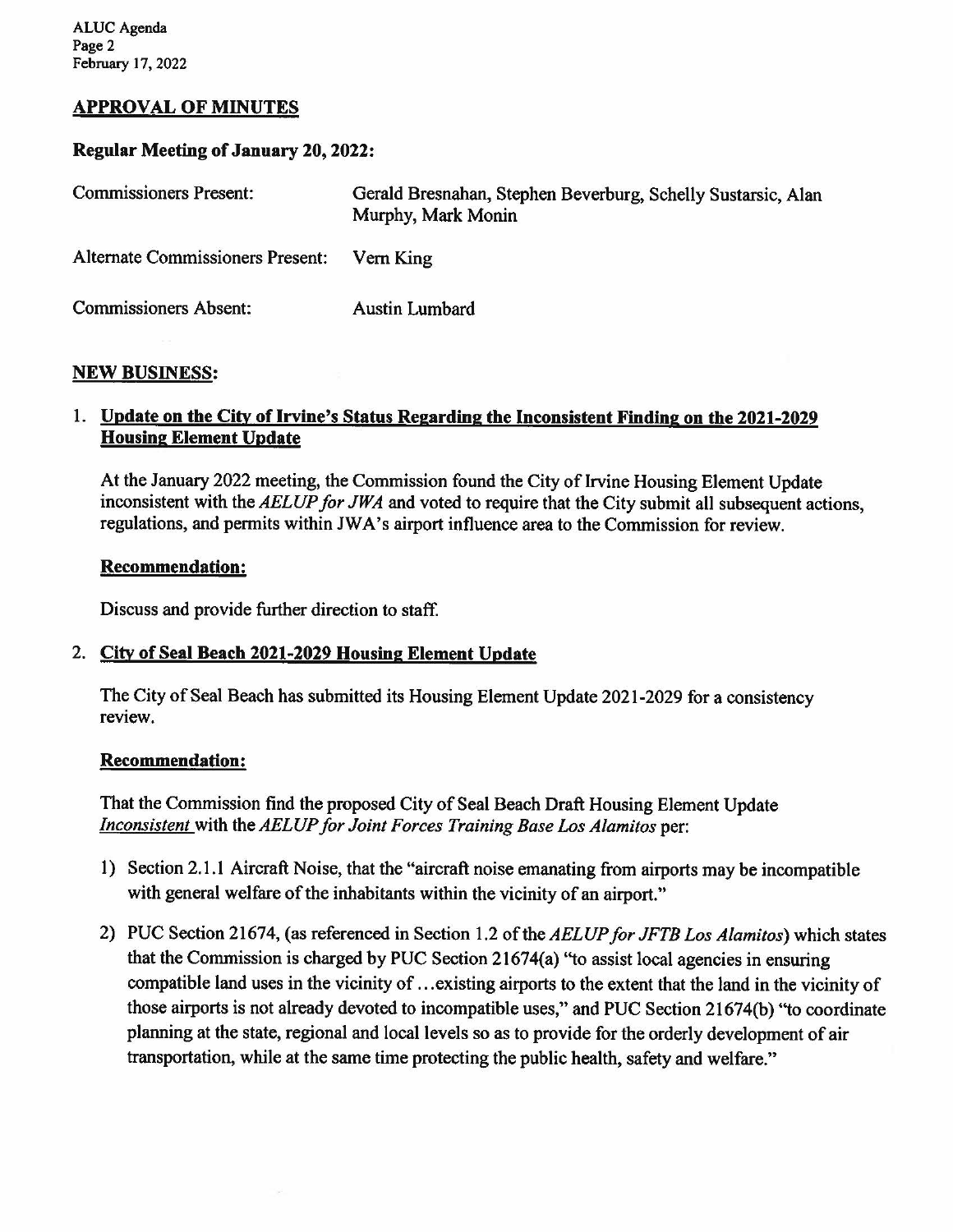## APPROVAL OF MINUTES

### Regular Meeting of January 20, 2022:

| | |
|---|---|
| Commissioners Present: | Gerald Bresnahan, Stephen Beverburg, Schelly Sustarsic, Alan Murphy, Mark Monin |
| Alternate Commissioners Present: | Vern King |
| Commissioners Absent: | Austin Lumbard |

## NEW BUSINESS:

1. **Update on the City of Irvine's Status Regarding the Inconsistent Finding on the 2021-2029 Housing Element Update**

   At the January 2022 meeting, the Commission found the City of Irvine Housing Element Update inconsistent with the *AELUP for JWA* and voted to require that the City submit all subsequent actions, regulations, and permits within JWA's airport influence area to the Commission for review.

   **Recommendation:**

   Discuss and provide further direction to staff.

2. **City of Seal Beach 2021-2029 Housing Element Update**

   The City of Seal Beach has submitted its Housing Element Update 2021-2029 for a consistency review.

   **Recommendation:**

   That the Commission find the proposed City of Seal Beach Draft Housing Element Update *Inconsistent* with the *AELUP for Joint Forces Training Base Los Alamitos* per:

   1) Section 2.1.1 Aircraft Noise, that the "aircraft noise emanating from airports may be incompatible with general welfare of the inhabitants within the vicinity of an airport."

   2) PUC Section 21674, (as referenced in Section 1.2 of the *AELUP for JFTB Los Alamitos*) which states that the Commission is charged by PUC Section 21674(a) "to assist local agencies in ensuring compatible land uses in the vicinity of …existing airports to the extent that the land in the vicinity of those airports is not already devoted to incompatible uses," and PUC Section 21674(b) "to coordinate planning at the state, regional and local levels so as to provide for the orderly development of air transportation, while at the same time protecting the public health, safety and welfare."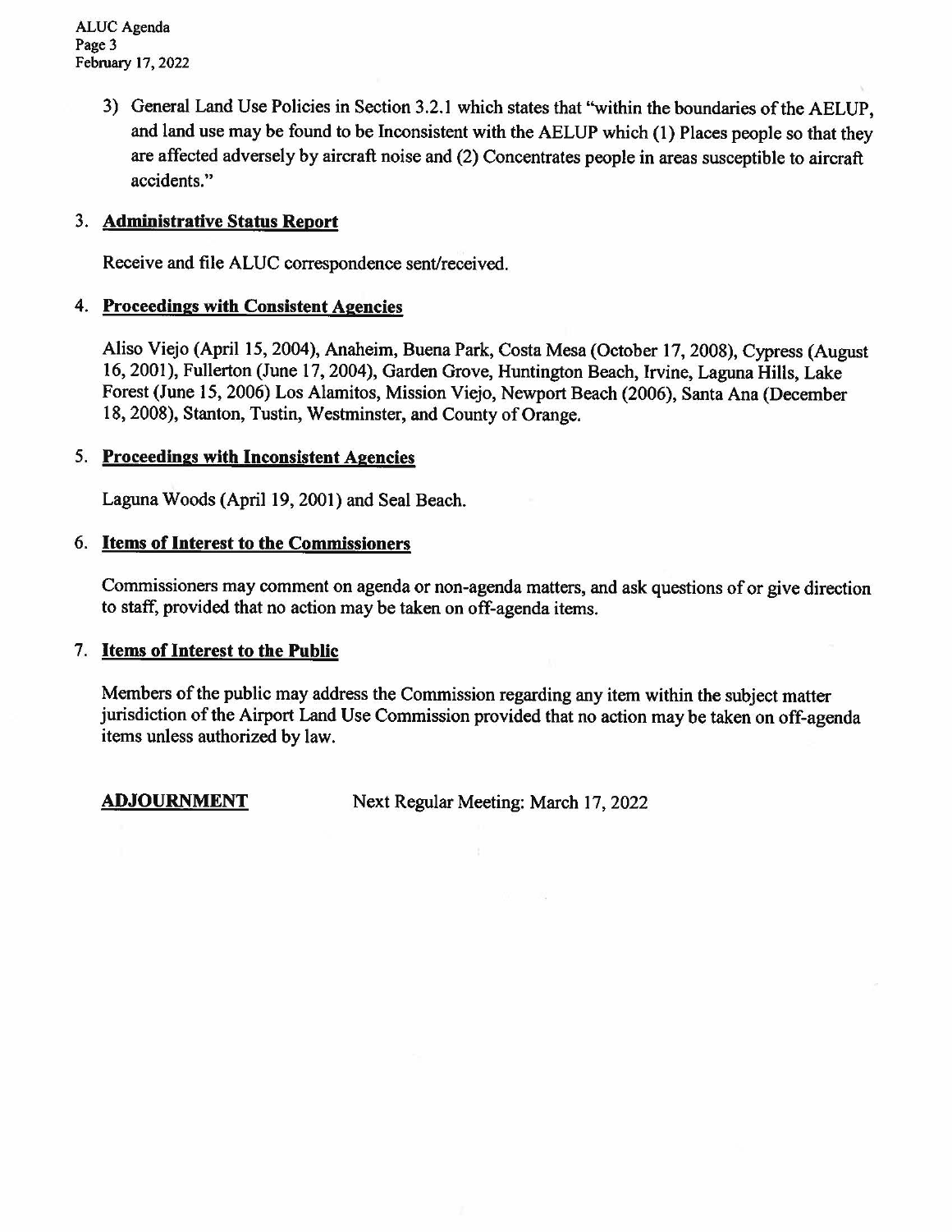3) General Land Use Policies in Section 3.2.1 which states that "within the boundaries of the AELUP, and land use may be found to be Inconsistent with the AELUP which (1) Places people so that they are affected adversely by aircraft noise and (2) Concentrates people in areas susceptible to aircraft accidents."

3. **Administrative Status Report**

Receive and file ALUC correspondence sent/received.

4. **Proceedings with Consistent Agencies**

Aliso Viejo (April 15, 2004), Anaheim, Buena Park, Costa Mesa (October 17, 2008), Cypress (August 16, 2001), Fullerton (June 17, 2004), Garden Grove, Huntington Beach, Irvine, Laguna Hills, Lake Forest (June 15, 2006) Los Alamitos, Mission Viejo, Newport Beach (2006), Santa Ana (December 18, 2008), Stanton, Tustin, Westminster, and County of Orange.

5. **Proceedings with Inconsistent Agencies**

Laguna Woods (April 19, 2001) and Seal Beach.

6. **Items of Interest to the Commissioners**

Commissioners may comment on agenda or non-agenda matters, and ask questions of or give direction to staff, provided that no action may be taken on off-agenda items.

7. **Items of Interest to the Public**

Members of the public may address the Commission regarding any item within the subject matter jurisdiction of the Airport Land Use Commission provided that no action may be taken on off-agenda items unless authorized by law.

**ADJOURNMENT** Next Regular Meeting: March 17, 2022